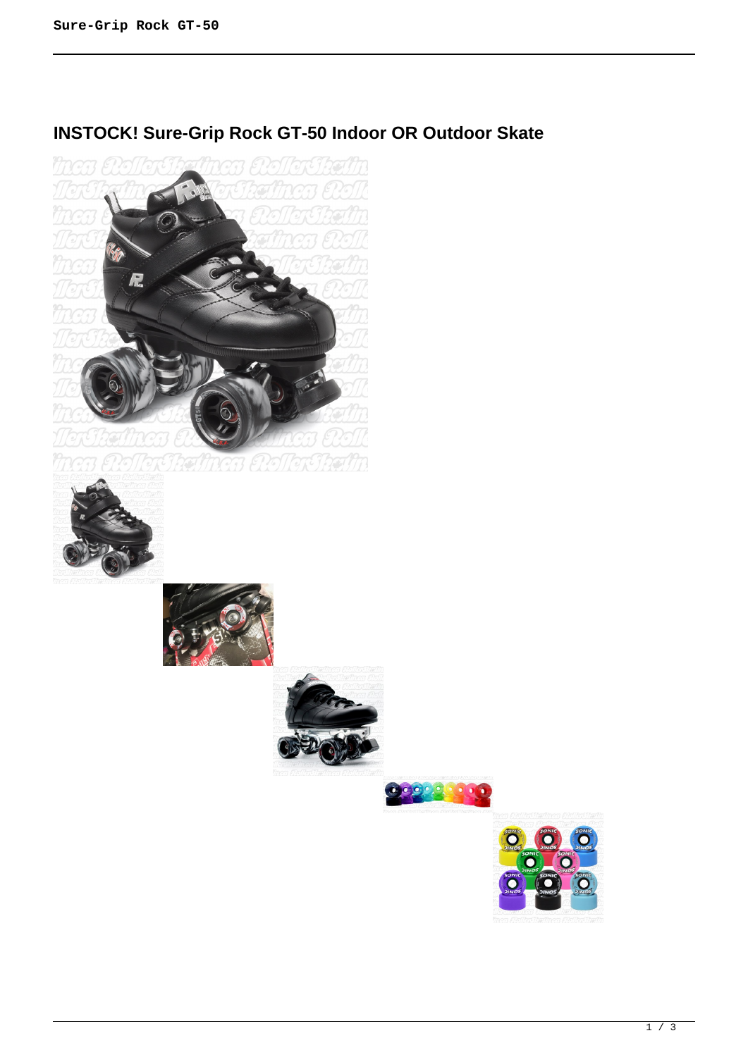# INSTOCK! Sure-Grip Rock GT-50 Indoor OR Outdoor Skate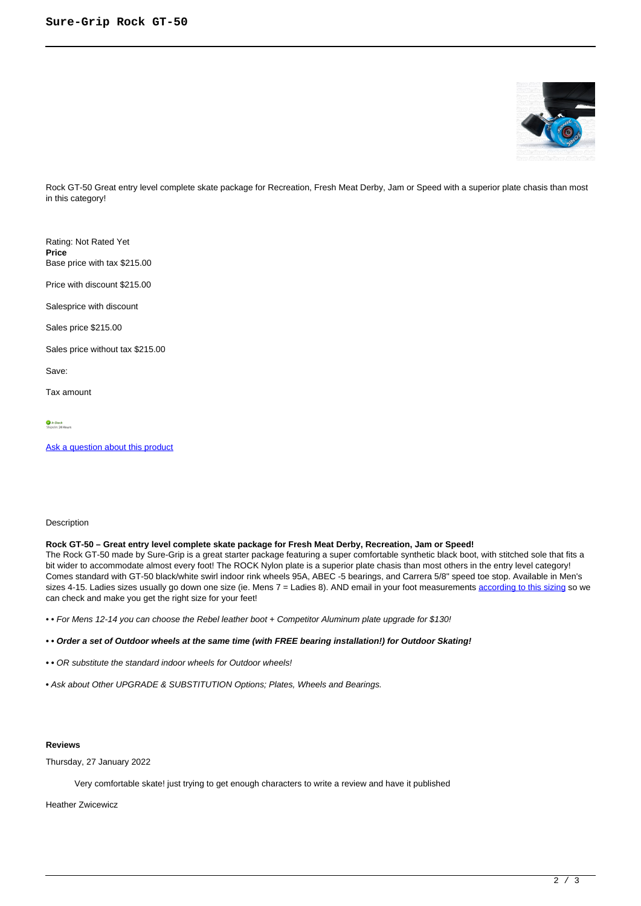# Sure-Grip Rock GT-50

Rock GT-50 Great entry level complete skate package for Recreation, Fresh Meat Derby, Jam or Speed with a superior plate chasis than most in this category!

Rating: Not Rated Yet
**Price**
Base price with tax $215.00

Price with discount $215.00

Salesprice with discount

Sales price $215.00

Sales price without tax $215.00

Save:

Tax amount

In Stock
Ships in: 24 Hours

[Ask a question about this product]

Description

**Rock GT-50 – Great entry level complete skate package for Fresh Meat Derby, Recreation, Jam or Speed!**
The Rock GT-50 made by Sure-Grip is a great starter package featuring a super comfortable synthetic black boot, with stitched sole that fits a bit wider to accommodate almost every foot! The ROCK Nylon plate is a superior plate chasis than most others in the entry level category! Comes standard with GT-50 black/white swirl indoor rink wheels 95A, ABEC -5 bearings, and Carrera 5/8" speed toe stop. Available in Men's sizes 4-15. Ladies sizes usually go down one size (ie. Mens 7 = Ladies 8). AND email in your foot measurements [according to this sizing] so we can check and make you get the right size for your feet!

• • *For Mens 12-14 you can choose the Rebel leather boot + Competitor Aluminum plate upgrade for $130!*

• • ***Order a set of Outdoor wheels at the same time (with FREE bearing installation!) for Outdoor Skating!***

• • *OR substitute the standard indoor wheels for Outdoor wheels!*

• *Ask about Other UPGRADE & SUBSTITUTION Options; Plates, Wheels and Bearings.*

**Reviews**

Thursday, 27 January 2022

Very comfortable skate! just trying to get enough characters to write a review and have it published

Heather Zwicewicz